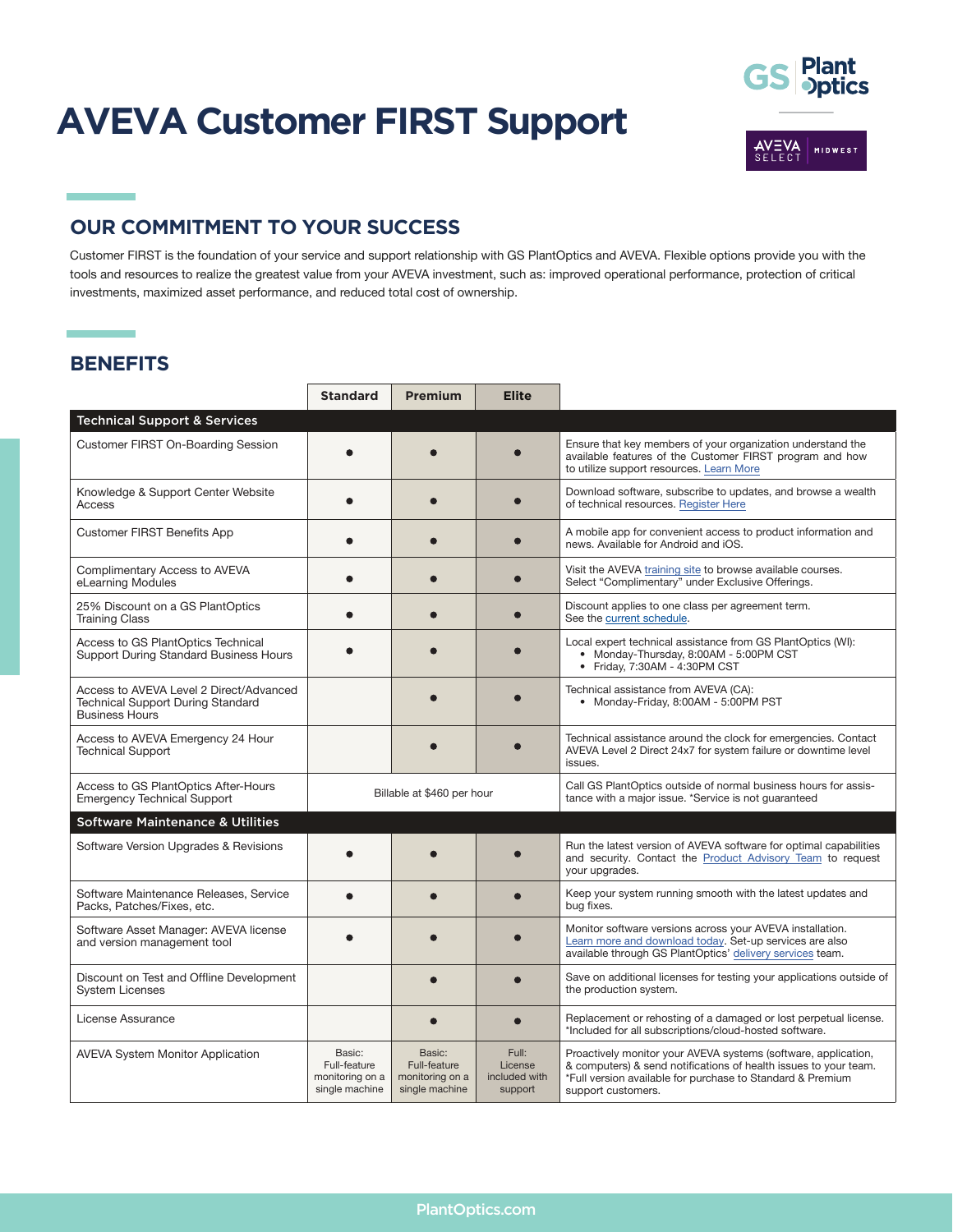# AVEVA Customer FIRST Support

## OUR COMMITMENT TO YOUR SUCCESS

Customer FIRST is the foundation of your service and support relationship with GS PlantOptics and AVEVA. Flexible options provide you with the tools and resources to realize the greatest value from your AVEVA investment, such as: improved operational performance, protection of critical investments, maximized asset performance, and reduced total cost of ownership.

## BENEFITS

| | Standard | Premium | Elite | |
|---|---|---|---|---|
| **Technical Support & Services** | | | | |
| Customer FIRST On-Boarding Session | ● | ● | ● | Ensure that key members of your organization understand the available features of the Customer FIRST program and how to utilize support resources. Learn More |
| Knowledge & Support Center Website Access | ● | ● | ● | Download software, subscribe to updates, and browse a wealth of technical resources. Register Here |
| Customer FIRST Benefits App | ● | ● | ● | A mobile app for convenient access to product information and news. Available for Android and iOS. |
| Complimentary Access to AVEVA eLearning Modules | ● | ● | ● | Visit the AVEVA training site to browse available courses. Select "Complimentary" under Exclusive Offerings. |
| 25% Discount on a GS PlantOptics Training Class | ● | ● | ● | Discount applies to one class per agreement term. See the current schedule. |
| Access to GS PlantOptics Technical Support During Standard Business Hours | ● | ● | ● | Local expert technical assistance from GS PlantOptics (WI): • Monday-Thursday, 8:00AM - 5:00PM CST • Friday, 7:30AM - 4:30PM CST |
| Access to AVEVA Level 2 Direct/Advanced Technical Support During Standard Business Hours | | ● | ● | Technical assistance from AVEVA (CA): • Monday-Friday, 8:00AM - 5:00PM PST |
| Access to AVEVA Emergency 24 Hour Technical Support | | ● | ● | Technical assistance around the clock for emergencies. Contact AVEVA Level 2 Direct 24x7 for system failure or downtime level issues. |
| Access to GS PlantOptics After-Hours Emergency Technical Support | Billable at $460 per hour | | | Call GS PlantOptics outside of normal business hours for assistance with a major issue. *Service is not guaranteed |
| **Software Maintenance & Utilities** | | | | |
| Software Version Upgrades & Revisions | ● | ● | ● | Run the latest version of AVEVA software for optimal capabilities and security. Contact the Product Advisory Team to request your upgrades. |
| Software Maintenance Releases, Service Packs, Patches/Fixes, etc. | ● | ● | ● | Keep your system running smooth with the latest updates and bug fixes. |
| Software Asset Manager: AVEVA license and version management tool | ● | ● | ● | Monitor software versions across your AVEVA installation. Learn more and download today. Set-up services are also available through GS PlantOptics' delivery services team. |
| Discount on Test and Offline Development System Licenses | | ● | ● | Save on additional licenses for testing your applications outside of the production system. |
| License Assurance | | ● | ● | Replacement or rehosting of a damaged or lost perpetual license. *Included for all subscriptions/cloud-hosted software. |
| AVEVA System Monitor Application | Basic: Full-feature monitoring on a single machine | Basic: Full-feature monitoring on a single machine | Full: License included with support | Proactively monitor your AVEVA systems (software, application, & computers) & send notifications of health issues to your team. *Full version available for purchase to Standard & Premium support customers. |

PlantOptics.com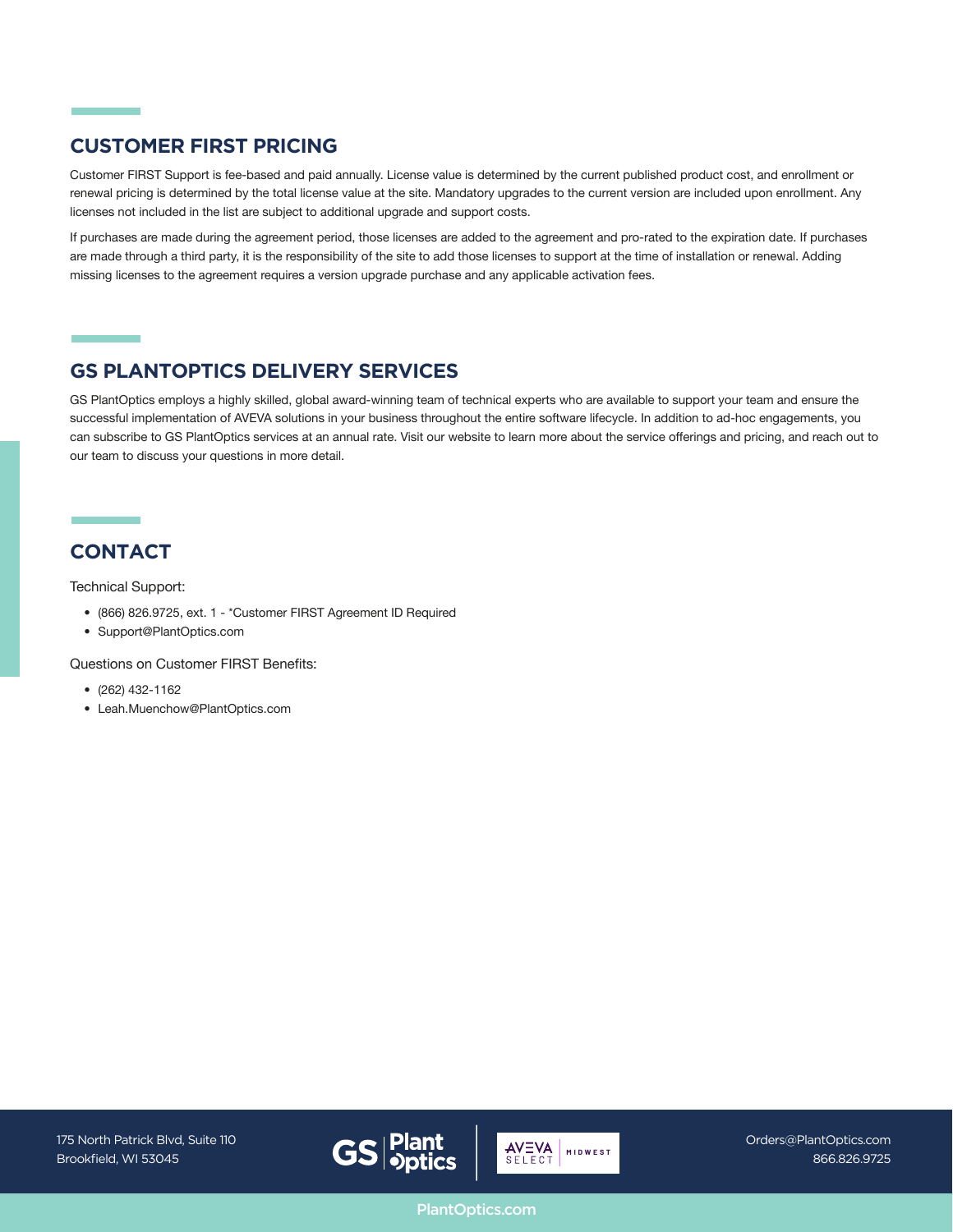## CUSTOMER FIRST PRICING

Customer FIRST Support is fee-based and paid annually. License value is determined by the current published product cost, and enrollment or renewal pricing is determined by the total license value at the site. Mandatory upgrades to the current version are included upon enrollment. Any licenses not included in the list are subject to additional upgrade and support costs.

If purchases are made during the agreement period, those licenses are added to the agreement and pro-rated to the expiration date. If purchases are made through a third party, it is the responsibility of the site to add those licenses to support at the time of installation or renewal. Adding missing licenses to the agreement requires a version upgrade purchase and any applicable activation fees.

## GS PLANTOPTICS DELIVERY SERVICES

GS PlantOptics employs a highly skilled, global award-winning team of technical experts who are available to support your team and ensure the successful implementation of AVEVA solutions in your business throughout the entire software lifecycle. In addition to ad-hoc engagements, you can subscribe to GS PlantOptics services at an annual rate. Visit our website to learn more about the service offerings and pricing, and reach out to our team to discuss your questions in more detail.

## CONTACT

Technical Support:

- (866) 826.9725, ext. 1 - *Customer FIRST Agreement ID Required
- Support@PlantOptics.com

Questions on Customer FIRST Benefits:

- (262) 432-1162
- Leah.Muenchow@PlantOptics.com

175 North Patrick Blvd, Suite 110
Brookfield, WI 53045

Orders@PlantOptics.com
866.826.9725

PlantOptics.com